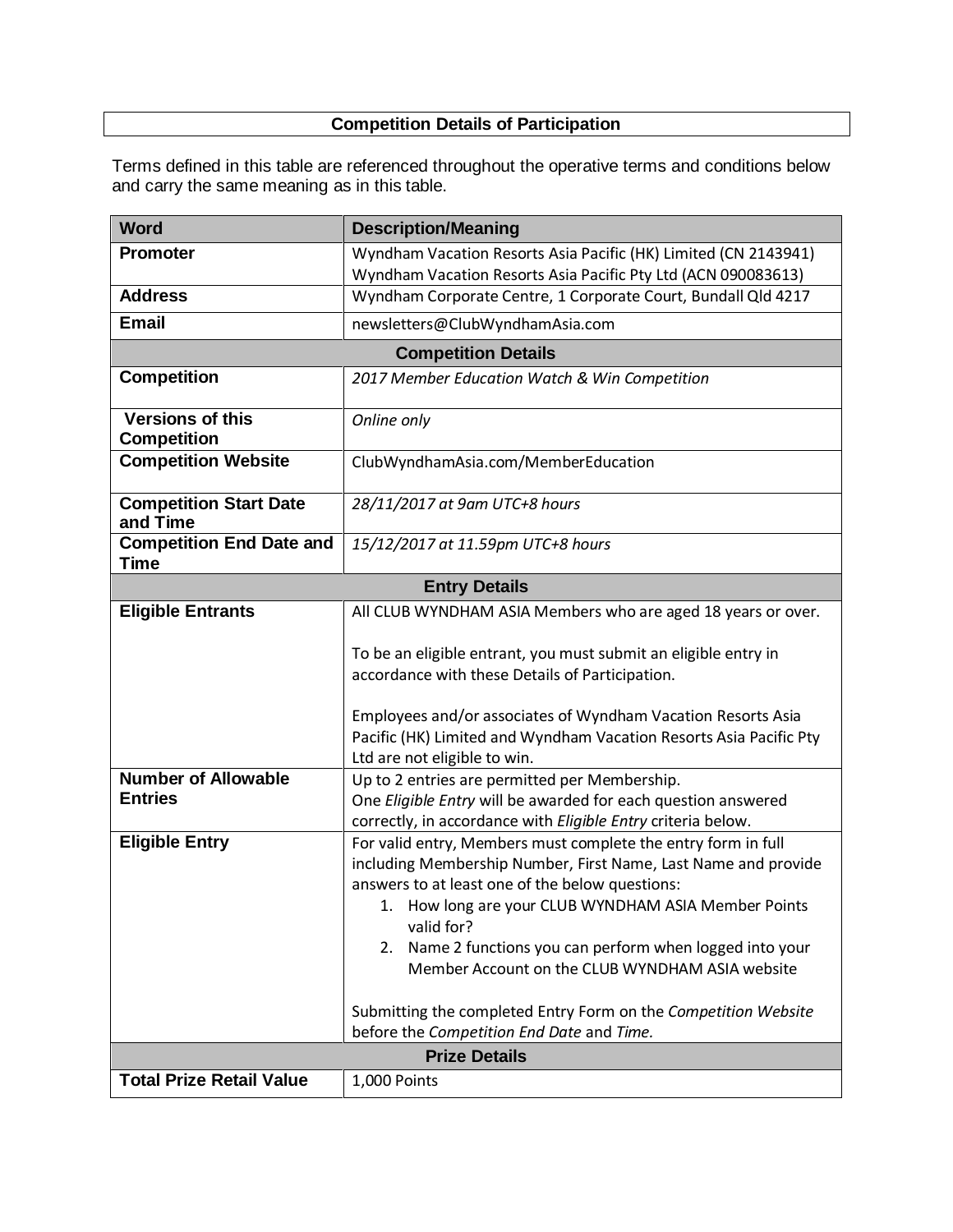## Competition Details of Participation

Terms defined in this table are referenced throughout the operative terms and conditions below and carry the same meaning as in this table.

| Word | Description/Meaning |
| --- | --- |
| **Promoter** | Wyndham Vacation Resorts Asia Pacific (HK) Limited (CN 2143941)<br>Wyndham Vacation Resorts Asia Pacific Pty Ltd (ACN 090083613) |
| **Address** | Wyndham Corporate Centre, 1 Corporate Court, Bundall Qld 4217 |
| **Email** | newsletters@ClubWyndhamAsia.com |
| **Competition Details** | |
| **Competition** | *2017 Member Education Watch & Win Competition* |
| **Versions of this Competition** | *Online only* |
| **Competition Website** | ClubWyndhamAsia.com/MemberEducation |
| **Competition Start Date and Time** | *28/11/2017 at 9am UTC+8 hours* |
| **Competition End Date and Time** | *15/12/2017 at 11.59pm UTC+8 hours* |
| **Entry Details** | |
| **Eligible Entrants** | All CLUB WYNDHAM ASIA Members who are aged 18 years or over.<br><br>To be an eligible entrant, you must submit an eligible entry in accordance with these Details of Participation.<br><br>Employees and/or associates of Wyndham Vacation Resorts Asia Pacific (HK) Limited and Wyndham Vacation Resorts Asia Pacific Pty Ltd are not eligible to win. |
| **Number of Allowable Entries** | Up to 2 entries are permitted per Membership.<br>One *Eligible Entry* will be awarded for each question answered correctly, in accordance with *Eligible Entry* criteria below. |
| **Eligible Entry** | For valid entry, Members must complete the entry form in full including Membership Number, First Name, Last Name and provide answers to at least one of the below questions:<br>1. How long are your CLUB WYNDHAM ASIA Member Points valid for?<br>2. Name 2 functions you can perform when logged into your Member Account on the CLUB WYNDHAM ASIA website<br><br>Submitting the completed Entry Form on the *Competition Website* before the *Competition End Date* and *Time.* |
| **Prize Details** | |
| **Total Prize Retail Value** | 1,000 Points |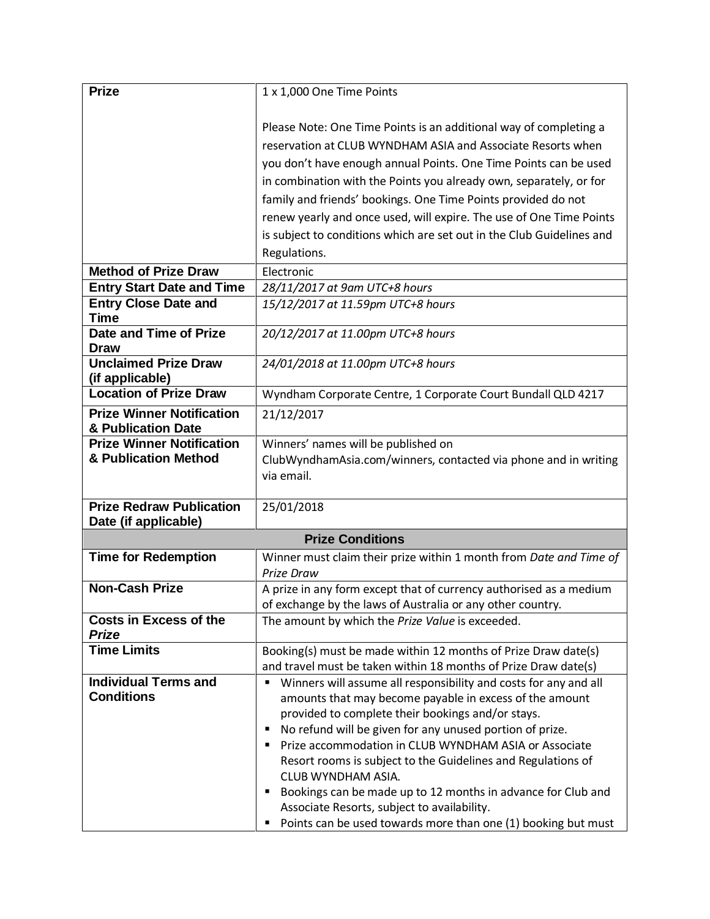| Prize | 1 x 1,000 One Time Points<br><br>Please Note: One Time Points is an additional way of completing a reservation at CLUB WYNDHAM ASIA and Associate Resorts when you don't have enough annual Points. One Time Points can be used in combination with the Points you already own, separately, or for family and friends' bookings. One Time Points provided do not renew yearly and once used, will expire. The use of One Time Points is subject to conditions which are set out in the Club Guidelines and Regulations. |
|---|---|
| **Method of Prize Draw** | Electronic |
| **Entry Start Date and Time** | *28/11/2017 at 9am UTC+8 hours* |
| **Entry Close Date and Time** | *15/12/2017 at 11.59pm UTC+8 hours* |
| **Date and Time of Prize Draw** | *20/12/2017 at 11.00pm UTC+8 hours* |
| **Unclaimed Prize Draw (if applicable)** | *24/01/2018 at 11.00pm UTC+8 hours* |
| **Location of Prize Draw** | Wyndham Corporate Centre, 1 Corporate Court Bundall QLD 4217 |
| **Prize Winner Notification & Publication Date** | 21/12/2017 |
| **Prize Winner Notification & Publication Method** | Winners' names will be published on ClubWyndhamAsia.com/winners, contacted via phone and in writing via email. |
| **Prize Redraw Publication Date (if applicable)** | 25/01/2018 |
| **Prize Conditions** | |
| **Time for Redemption** | Winner must claim their prize within 1 month from *Date and Time of Prize Draw* |
| **Non-Cash Prize** | A prize in any form except that of currency authorised as a medium of exchange by the laws of Australia or any other country. |
| **Costs in Excess of the *Prize*** | The amount by which the *Prize Value* is exceeded. |
| **Time Limits** | Booking(s) must be made within 12 months of Prize Draw date(s) and travel must be taken within 18 months of Prize Draw date(s) |
| **Individual Terms and Conditions** | ▪ Winners will assume all responsibility and costs for any and all amounts that may become payable in excess of the amount provided to complete their bookings and/or stays.<br>▪ No refund will be given for any unused portion of prize.<br>▪ Prize accommodation in CLUB WYNDHAM ASIA or Associate Resort rooms is subject to the Guidelines and Regulations of CLUB WYNDHAM ASIA.<br>▪ Bookings can be made up to 12 months in advance for Club and Associate Resorts, subject to availability.<br>▪ Points can be used towards more than one (1) booking but must |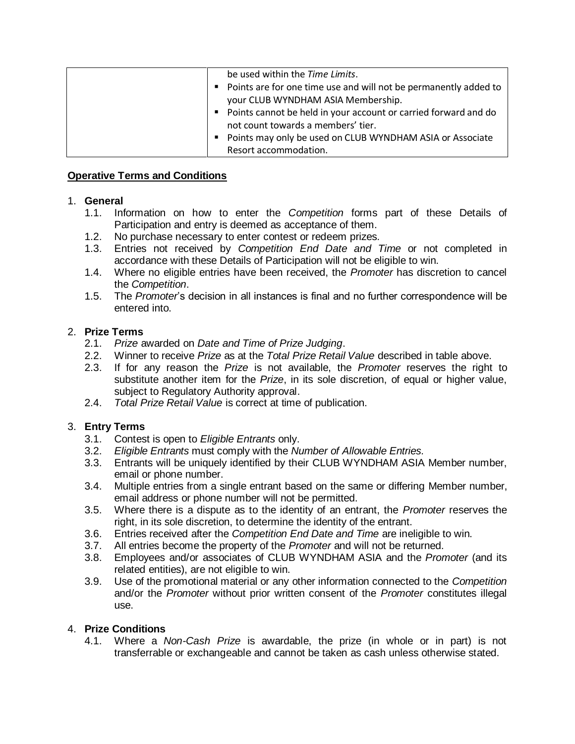| | be used within the *Time Limits*.<br>▪ Points are for one time use and will not be permanently added to your CLUB WYNDHAM ASIA Membership.<br>▪ Points cannot be held in your account or carried forward and do not count towards a members' tier.<br>▪ Points may only be used on CLUB WYNDHAM ASIA or Associate Resort accommodation. |
|---|---|

## Operative Terms and Conditions

1. **General**
   1.1. Information on how to enter the *Competition* forms part of these Details of Participation and entry is deemed as acceptance of them.
   1.2. No purchase necessary to enter contest or redeem prizes.
   1.3. Entries not received by *Competition End Date and Time* or not completed in accordance with these Details of Participation will not be eligible to win.
   1.4. Where no eligible entries have been received, the *Promoter* has discretion to cancel the *Competition*.
   1.5. The *Promoter*'s decision in all instances is final and no further correspondence will be entered into.

2. **Prize Terms**
   2.1. *Prize* awarded on *Date and Time of Prize Judging*.
   2.2. Winner to receive *Prize* as at the *Total Prize Retail Value* described in table above.
   2.3. If for any reason the *Prize* is not available, the *Promoter* reserves the right to substitute another item for the *Prize*, in its sole discretion, of equal or higher value, subject to Regulatory Authority approval.
   2.4. *Total Prize Retail Value* is correct at time of publication.

3. **Entry Terms**
   3.1. Contest is open to *Eligible Entrants* only.
   3.2. *Eligible Entrants* must comply with the *Number of Allowable Entries.*
   3.3. Entrants will be uniquely identified by their CLUB WYNDHAM ASIA Member number, email or phone number.
   3.4. Multiple entries from a single entrant based on the same or differing Member number, email address or phone number will not be permitted.
   3.5. Where there is a dispute as to the identity of an entrant, the *Promoter* reserves the right, in its sole discretion, to determine the identity of the entrant.
   3.6. Entries received after the *Competition End Date and Time* are ineligible to win.
   3.7. All entries become the property of the *Promoter* and will not be returned.
   3.8. Employees and/or associates of CLUB WYNDHAM ASIA and the *Promoter* (and its related entities), are not eligible to win.
   3.9. Use of the promotional material or any other information connected to the *Competition* and/or the *Promoter* without prior written consent of the *Promoter* constitutes illegal use.

4. **Prize Conditions**
   4.1. Where a *Non-Cash Prize* is awardable, the prize (in whole or in part) is not transferrable or exchangeable and cannot be taken as cash unless otherwise stated.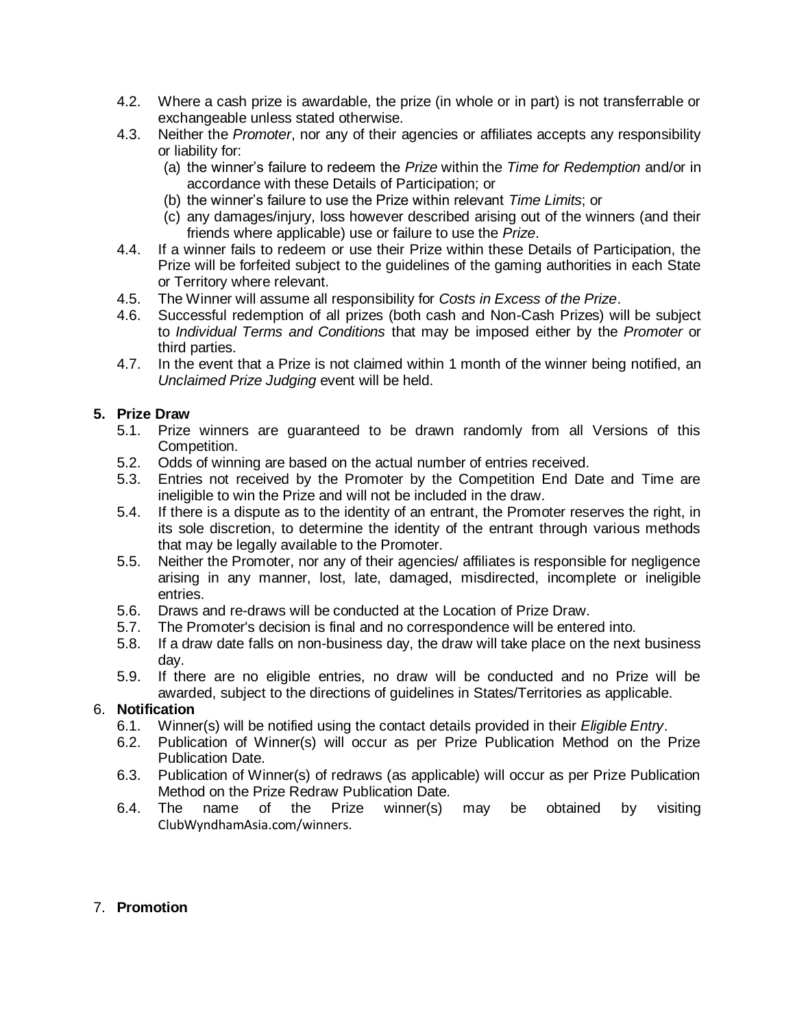4.2. Where a cash prize is awardable, the prize (in whole or in part) is not transferrable or exchangeable unless stated otherwise.

4.3. Neither the *Promoter*, nor any of their agencies or affiliates accepts any responsibility or liability for:

  (a) the winner's failure to redeem the *Prize* within the *Time for Redemption* and/or in accordance with these Details of Participation; or
  
  (b) the winner's failure to use the Prize within relevant *Time Limits*; or
  
  (c) any damages/injury, loss however described arising out of the winners (and their friends where applicable) use or failure to use the *Prize*.

4.4. If a winner fails to redeem or use their Prize within these Details of Participation, the Prize will be forfeited subject to the guidelines of the gaming authorities in each State or Territory where relevant.

4.5. The Winner will assume all responsibility for *Costs in Excess of the Prize*.

4.6. Successful redemption of all prizes (both cash and Non-Cash Prizes) will be subject to *Individual Terms and Conditions* that may be imposed either by the *Promoter* or third parties.

4.7. In the event that a Prize is not claimed within 1 month of the winner being notified, an *Unclaimed Prize Judging* event will be held.

**5. Prize Draw**

5.1. Prize winners are guaranteed to be drawn randomly from all Versions of this Competition.

5.2. Odds of winning are based on the actual number of entries received.

5.3. Entries not received by the Promoter by the Competition End Date and Time are ineligible to win the Prize and will not be included in the draw.

5.4. If there is a dispute as to the identity of an entrant, the Promoter reserves the right, in its sole discretion, to determine the identity of the entrant through various methods that may be legally available to the Promoter.

5.5. Neither the Promoter, nor any of their agencies/ affiliates is responsible for negligence arising in any manner, lost, late, damaged, misdirected, incomplete or ineligible entries.

5.6. Draws and re-draws will be conducted at the Location of Prize Draw.

5.7. The Promoter's decision is final and no correspondence will be entered into.

5.8. If a draw date falls on non-business day, the draw will take place on the next business day.

5.9. If there are no eligible entries, no draw will be conducted and no Prize will be awarded, subject to the directions of guidelines in States/Territories as applicable.

6. **Notification**

6.1. Winner(s) will be notified using the contact details provided in their *Eligible Entry*.

6.2. Publication of Winner(s) will occur as per Prize Publication Method on the Prize Publication Date.

6.3. Publication of Winner(s) of redraws (as applicable) will occur as per Prize Publication Method on the Prize Redraw Publication Date.

6.4. The name of the Prize winner(s) may be obtained by visiting ClubWyndhamAsia.com/winners.

7. **Promotion**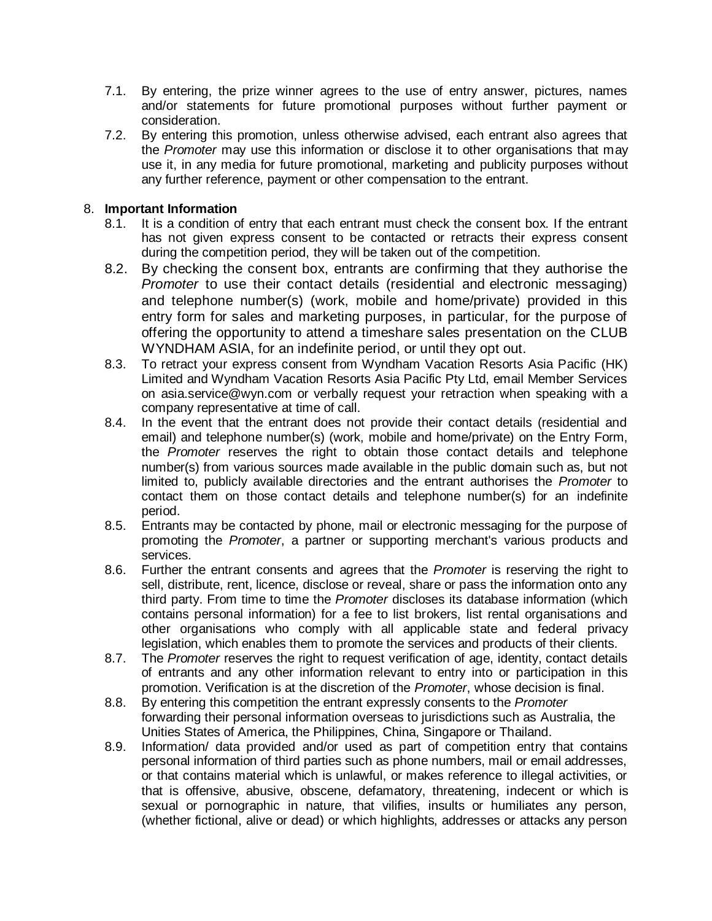7.1. By entering, the prize winner agrees to the use of entry answer, pictures, names and/or statements for future promotional purposes without further payment or consideration.

7.2. By entering this promotion, unless otherwise advised, each entrant also agrees that the *Promoter* may use this information or disclose it to other organisations that may use it, in any media for future promotional, marketing and publicity purposes without any further reference, payment or other compensation to the entrant.

8. **Important Information**

8.1. It is a condition of entry that each entrant must check the consent box. If the entrant has not given express consent to be contacted or retracts their express consent during the competition period, they will be taken out of the competition.

8.2. By checking the consent box, entrants are confirming that they authorise the *Promoter* to use their contact details (residential and electronic messaging) and telephone number(s) (work, mobile and home/private) provided in this entry form for sales and marketing purposes, in particular, for the purpose of offering the opportunity to attend a timeshare sales presentation on the CLUB WYNDHAM ASIA, for an indefinite period, or until they opt out.

8.3. To retract your express consent from Wyndham Vacation Resorts Asia Pacific (HK) Limited and Wyndham Vacation Resorts Asia Pacific Pty Ltd, email Member Services on asia.service@wyn.com or verbally request your retraction when speaking with a company representative at time of call.

8.4. In the event that the entrant does not provide their contact details (residential and email) and telephone number(s) (work, mobile and home/private) on the Entry Form, the *Promoter* reserves the right to obtain those contact details and telephone number(s) from various sources made available in the public domain such as, but not limited to, publicly available directories and the entrant authorises the *Promoter* to contact them on those contact details and telephone number(s) for an indefinite period.

8.5. Entrants may be contacted by phone, mail or electronic messaging for the purpose of promoting the *Promoter*, a partner or supporting merchant's various products and services.

8.6. Further the entrant consents and agrees that the *Promoter* is reserving the right to sell, distribute, rent, licence, disclose or reveal, share or pass the information onto any third party. From time to time the *Promoter* discloses its database information (which contains personal information) for a fee to list brokers, list rental organisations and other organisations who comply with all applicable state and federal privacy legislation, which enables them to promote the services and products of their clients.

8.7. The *Promoter* reserves the right to request verification of age, identity, contact details of entrants and any other information relevant to entry into or participation in this promotion. Verification is at the discretion of the *Promoter*, whose decision is final.

8.8. By entering this competition the entrant expressly consents to the *Promoter* forwarding their personal information overseas to jurisdictions such as Australia, the Unities States of America, the Philippines, China, Singapore or Thailand.

8.9. Information/ data provided and/or used as part of competition entry that contains personal information of third parties such as phone numbers, mail or email addresses, or that contains material which is unlawful, or makes reference to illegal activities, or that is offensive, abusive, obscene, defamatory, threatening, indecent or which is sexual or pornographic in nature, that vilifies, insults or humiliates any person, (whether fictional, alive or dead) or which highlights, addresses or attacks any person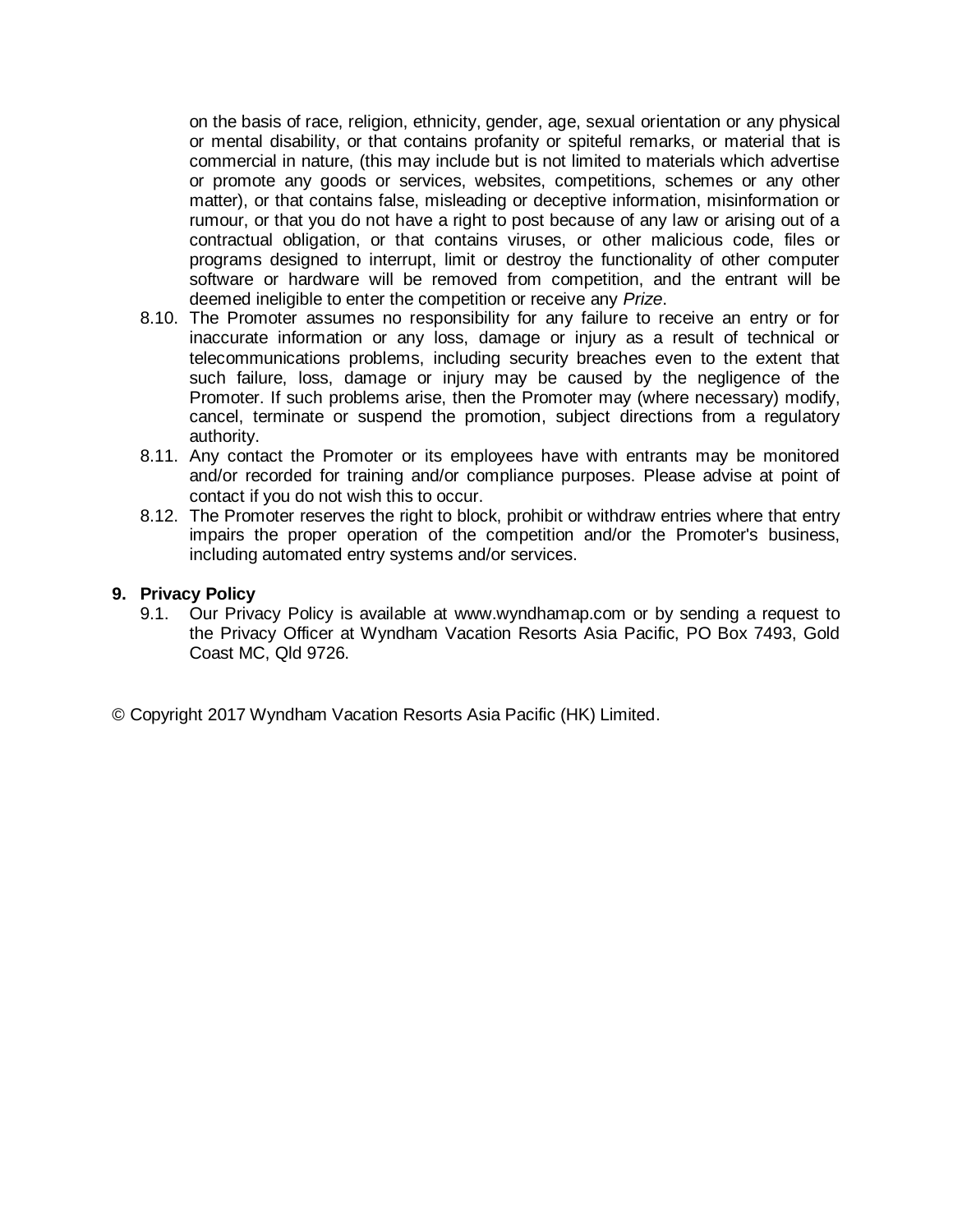on the basis of race, religion, ethnicity, gender, age, sexual orientation or any physical or mental disability, or that contains profanity or spiteful remarks, or material that is commercial in nature, (this may include but is not limited to materials which advertise or promote any goods or services, websites, competitions, schemes or any other matter), or that contains false, misleading or deceptive information, misinformation or rumour, or that you do not have a right to post because of any law or arising out of a contractual obligation, or that contains viruses, or other malicious code, files or programs designed to interrupt, limit or destroy the functionality of other computer software or hardware will be removed from competition, and the entrant will be deemed ineligible to enter the competition or receive any *Prize*.

8.10. The Promoter assumes no responsibility for any failure to receive an entry or for inaccurate information or any loss, damage or injury as a result of technical or telecommunications problems, including security breaches even to the extent that such failure, loss, damage or injury may be caused by the negligence of the Promoter. If such problems arise, then the Promoter may (where necessary) modify, cancel, terminate or suspend the promotion, subject directions from a regulatory authority.

8.11. Any contact the Promoter or its employees have with entrants may be monitored and/or recorded for training and/or compliance purposes. Please advise at point of contact if you do not wish this to occur.

8.12. The Promoter reserves the right to block, prohibit or withdraw entries where that entry impairs the proper operation of the competition and/or the Promoter's business, including automated entry systems and/or services.

## 9. Privacy Policy

9.1. Our Privacy Policy is available at www.wyndhamap.com or by sending a request to the Privacy Officer at Wyndham Vacation Resorts Asia Pacific, PO Box 7493, Gold Coast MC, Qld 9726.

© Copyright 2017 Wyndham Vacation Resorts Asia Pacific (HK) Limited.